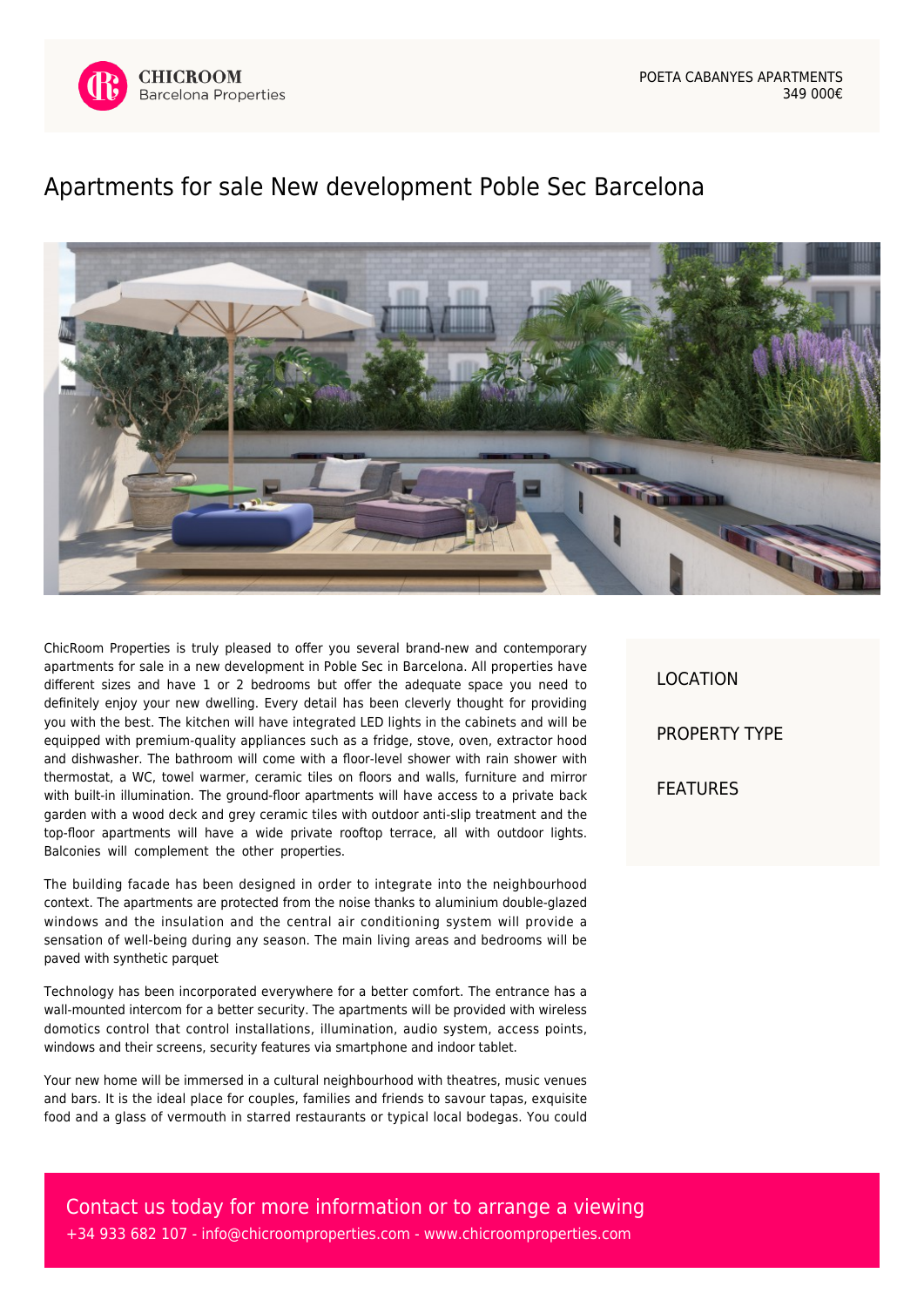CHICROOM
Barcelona Properties

POETA CABANYES APARTMENTS
349 000€

# Apartments for sale New development Poble Sec Barcelona

ChicRoom Properties is truly pleased to offer you several brand-new and contemporary apartments for sale in a new development in Poble Sec in Barcelona. All properties have different sizes and have 1 or 2 bedrooms but offer the adequate space you need to definitely enjoy your new dwelling. Every detail has been cleverly thought for providing you with the best. The kitchen will have integrated LED lights in the cabinets and will be equipped with premium-quality appliances such as a fridge, stove, oven, extractor hood and dishwasher. The bathroom will come with a floor-level shower with rain shower with thermostat, a WC, towel warmer, ceramic tiles on floors and walls, furniture and mirror with built-in illumination. The ground-floor apartments will have access to a private back garden with a wood deck and grey ceramic tiles with outdoor anti-slip treatment and the top-floor apartments will have a wide private rooftop terrace, all with outdoor lights. Balconies will complement the other properties.

The building facade has been designed in order to integrate into the neighbourhood context. The apartments are protected from the noise thanks to aluminium double-glazed windows and the insulation and the central air conditioning system will provide a sensation of well-being during any season. The main living areas and bedrooms will be paved with synthetic parquet

Technology has been incorporated everywhere for a better comfort. The entrance has a wall-mounted intercom for a better security. The apartments will be provided with wireless domotics control that control installations, illumination, audio system, access points, windows and their screens, security features via smartphone and indoor tablet.

Your new home will be immersed in a cultural neighbourhood with theatres, music venues and bars. It is the ideal place for couples, families and friends to savour tapas, exquisite food and a glass of vermouth in starred restaurants or typical local bodegas. You could

LOCATION

PROPERTY TYPE

FEATURES

Contact us today for more information or to arrange a viewing
+34 933 682 107 - info@chicroomproperties.com - www.chicroomproperties.com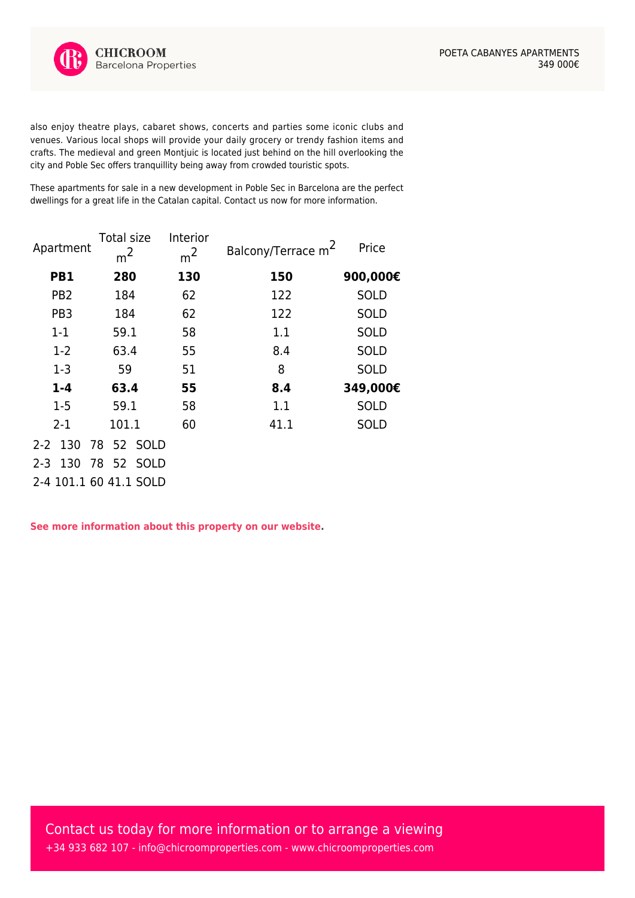also enjoy theatre plays, cabaret shows, concerts and parties some iconic clubs and venues. Various local shops will provide your daily grocery or trendy fashion items and crafts. The medieval and green Montjuic is located just behind on the hill overlooking the city and Poble Sec offers tranquillity being away from crowded touristic spots.

These apartments for sale in a new development in Poble Sec in Barcelona are the perfect dwellings for a great life in the Catalan capital. Contact us now for more information.

| Apartment | Total size $m^2$ | Interior $m^2$ | Balcony/Terrace $m^2$ | Price |
|---|---|---|---|---|
| **PB1** | **280** | **130** | **150** | **900,000€** |
| PB2 | 184 | 62 | 122 | SOLD |
| PB3 | 184 | 62 | 122 | SOLD |
| 1-1 | 59.1 | 58 | 1.1 | SOLD |
| 1-2 | 63.4 | 55 | 8.4 | SOLD |
| 1-3 | 59 | 51 | 8 | SOLD |
| **1-4** | **63.4** | **55** | **8.4** | **349,000€** |
| 1-5 | 59.1 | 58 | 1.1 | SOLD |
| 2-1 | 101.1 | 60 | 41.1 | SOLD |
| 2-2 | 130 | 78 | 52 | SOLD |
| 2-3 | 130 | 78 | 52 | SOLD |
| 2-4 | 101.1 | 60 | 41.1 | SOLD |

**See more information about this property on our website.**

Contact us today for more information or to arrange a viewing

+34 933 682 107 - info@chicroomproperties.com - www.chicroomproperties.com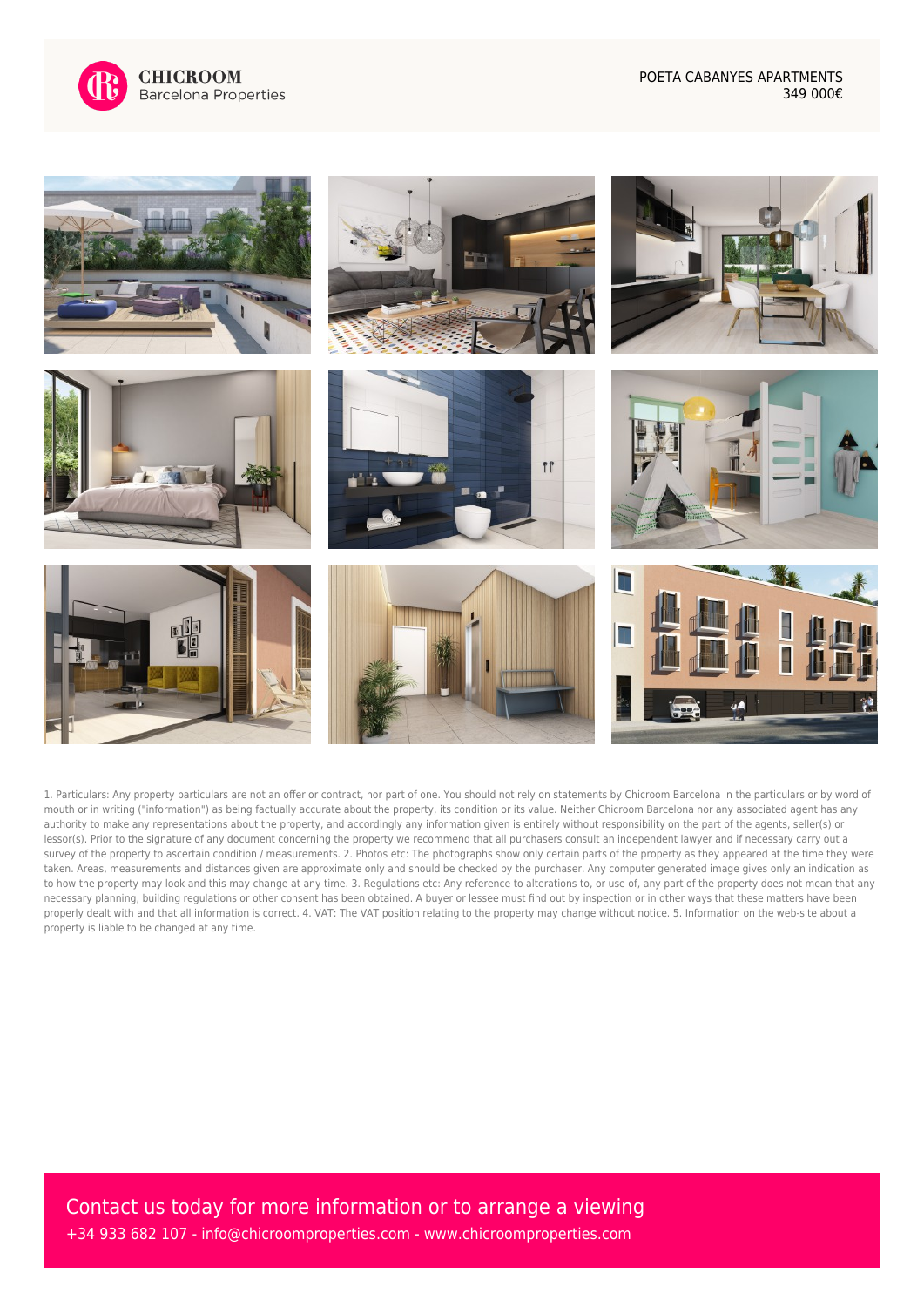CHICROOM
Barcelona Properties

POETA CABANYES APARTMENTS
349 000€

1. Particulars: Any property particulars are not an offer or contract, nor part of one. You should not rely on statements by Chicroom Barcelona in the particulars or by word of mouth or in writing ("information") as being factually accurate about the property, its condition or its value. Neither Chicroom Barcelona nor any associated agent has any authority to make any representations about the property, and accordingly any information given is entirely without responsibility on the part of the agents, seller(s) or lessor(s). Prior to the signature of any document concerning the property we recommend that all purchasers consult an independent lawyer and if necessary carry out a survey of the property to ascertain condition / measurements. 2. Photos etc: The photographs show only certain parts of the property as they appeared at the time they were taken. Areas, measurements and distances given are approximate only and should be checked by the purchaser. Any computer generated image gives only an indication as to how the property may look and this may change at any time. 3. Regulations etc: Any reference to alterations to, or use of, any part of the property does not mean that any necessary planning, building regulations or other consent has been obtained. A buyer or lessee must find out by inspection or in other ways that these matters have been properly dealt with and that all information is correct. 4. VAT: The VAT position relating to the property may change without notice. 5. Information on the web-site about a property is liable to be changed at any time.

Contact us today for more information or to arrange a viewing
+34 933 682 107 - info@chicroomproperties.com - www.chicroomproperties.com